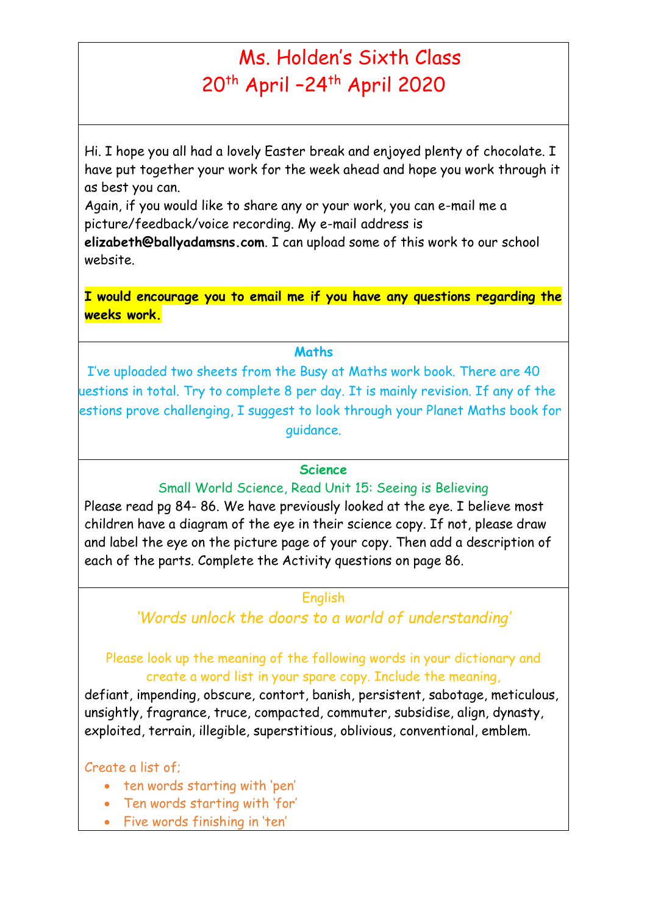# Ms. Holden's Sixth Class
## 20th April –24th April 2020

Hi. I hope you all had a lovely Easter break and enjoyed plenty of chocolate. I have put together your work for the week ahead and hope you work through it as best you can.

Again, if you would like to share any or your work, you can e-mail me a picture/feedback/voice recording. My e-mail address is **elizabeth@ballyadamsns.com**. I can upload some of this work to our school website.

**I would encourage you to email me if you have any questions regarding the weeks work.**

### Maths

I've uploaded two sheets from the Busy at Maths work book. There are 40 uestions in total. Try to complete 8 per day. It is mainly revision. If any of the estions prove challenging, I suggest to look through your Planet Maths book for guidance.

### Science

Small World Science, Read Unit 15: Seeing is Believing

Please read pg 84- 86. We have previously looked at the eye. I believe most children have a diagram of the eye in their science copy. If not, please draw and label the eye on the picture page of your copy. Then add a description of each of the parts. Complete the Activity questions on page 86.

### English

*'Words unlock the doors to a world of understanding'*

Please look up the meaning of the following words in your dictionary and create a word list in your spare copy. Include the meaning,

defiant, impending, obscure, contort, banish, persistent, sabotage, meticulous, unsightly, fragrance, truce, compacted, commuter, subsidise, align, dynasty, exploited, terrain, illegible, superstitious, oblivious, conventional, emblem.

Create a list of;

- ten words starting with 'pen'
- Ten words starting with 'for'
- Five words finishing in 'ten'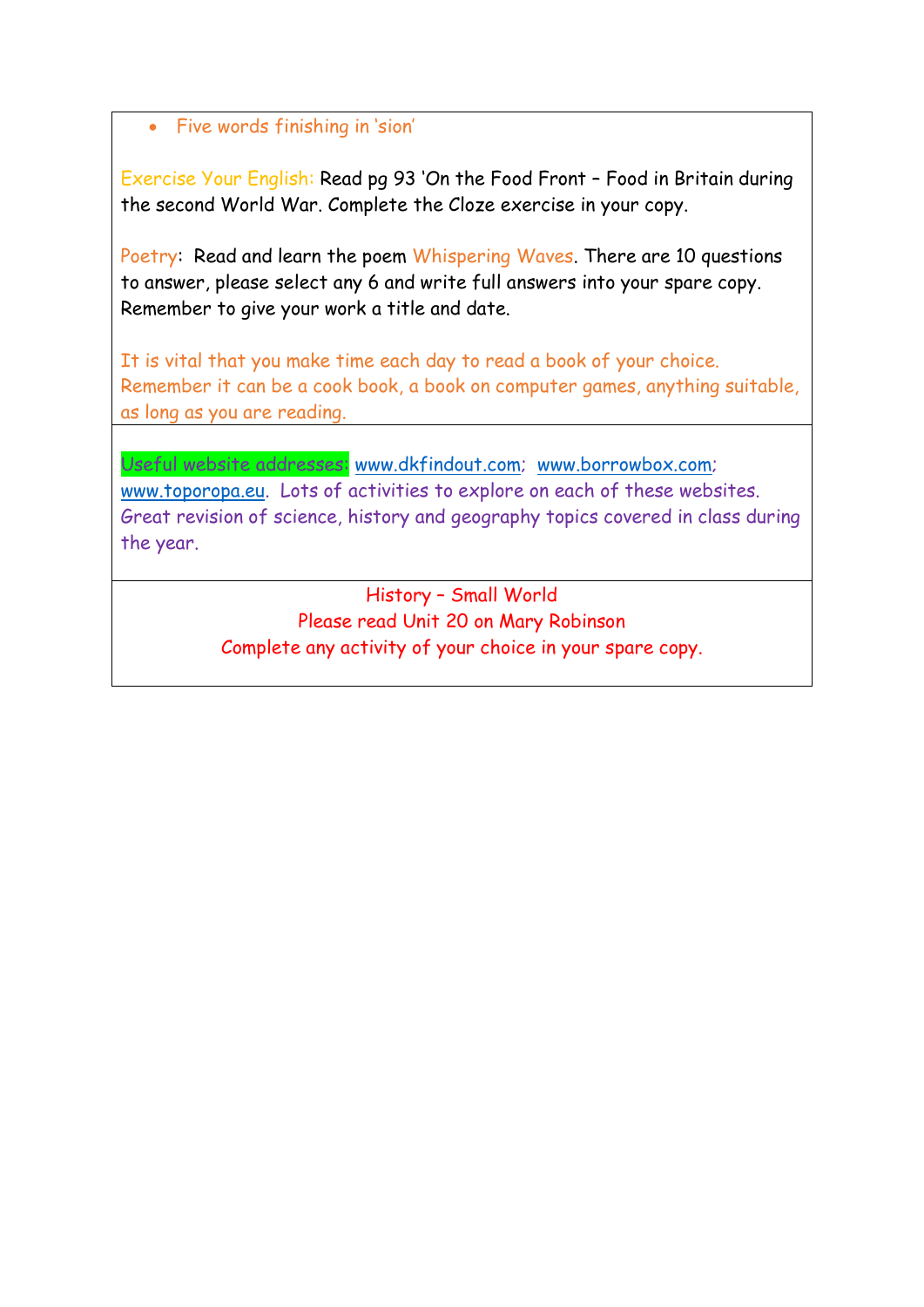- Five words finishing in 'sion'

Exercise Your English: Read pg 93 'On the Food Front – Food in Britain during the second World War. Complete the Cloze exercise in your copy.

Poetry: Read and learn the poem Whispering Waves. There are 10 questions to answer, please select any 6 and write full answers into your spare copy. Remember to give your work a title and date.

It is vital that you make time each day to read a book of your choice. Remember it can be a cook book, a book on computer games, anything suitable, as long as you are reading.

Useful website addresses: www.dkfindout.com; www.borrowbox.com; www.toporopa.eu. Lots of activities to explore on each of these websites. Great revision of science, history and geography topics covered in class during the year.

History – Small World

Please read Unit 20 on Mary Robinson

Complete any activity of your choice in your spare copy.